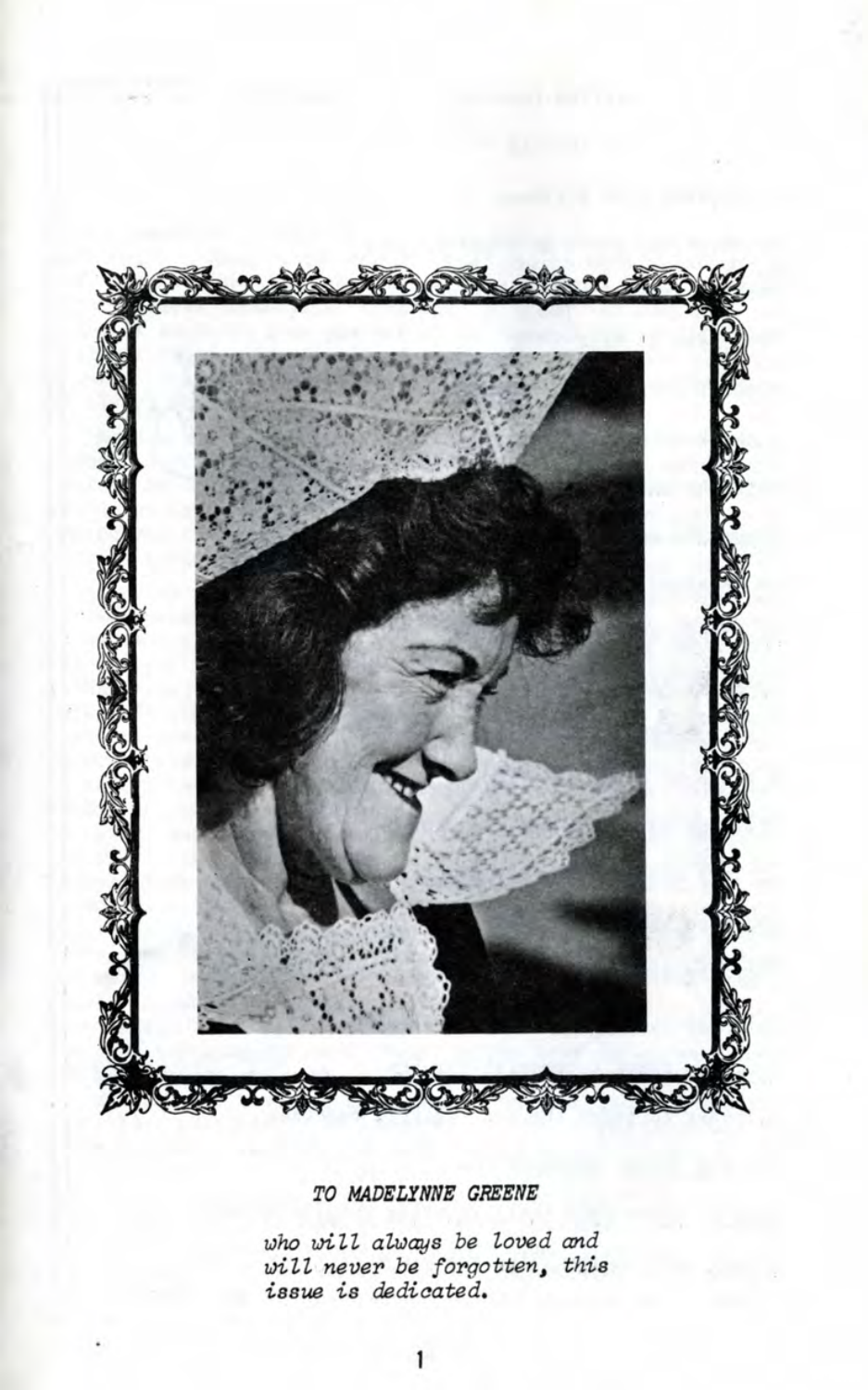*TO MADELYNNE GREENE*

*who will always be loved and will never be forgotten, this issue is dedicated.*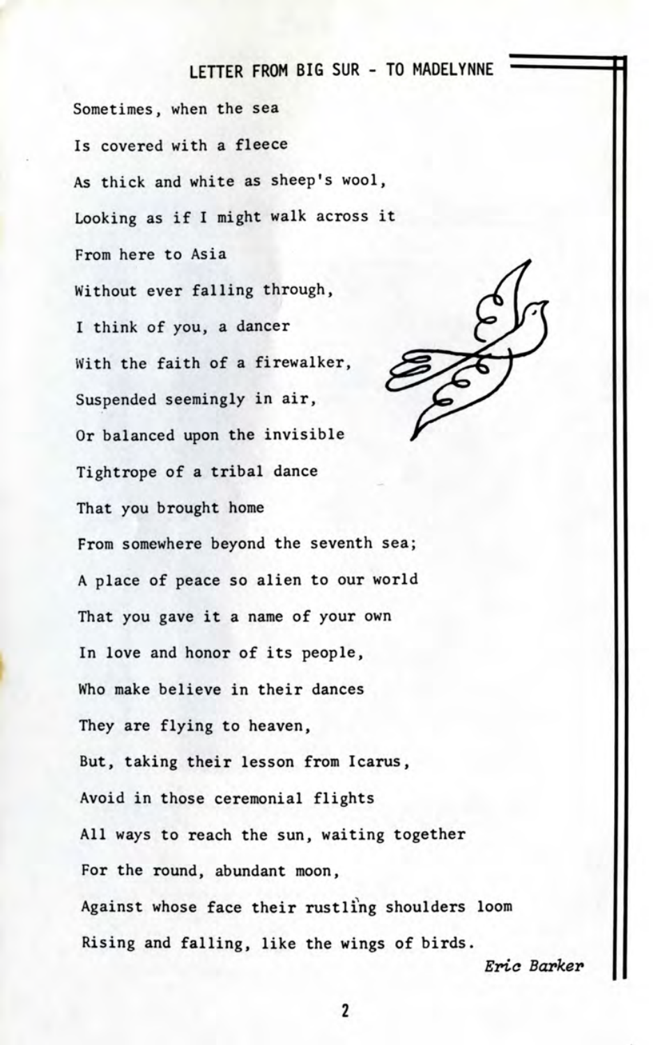## LETTER FROM BIG SUR - TO MADELYNNE

Sometimes, when the sea  
Is covered with a fleece  
As thick and white as sheep's wool,  
Looking as if I might walk across it  
From here to Asia  
Without ever falling through,  
I think of you, a dancer  
With the faith of a firewalker,  
Suspended seemingly in air,  
Or balanced upon the invisible  
Tightrope of a tribal dance  
That you brought home  
From somewhere beyond the seventh sea;  
A place of peace so alien to our world  
That you gave it a name of your own  
In love and honor of its people,  
Who make believe in their dances  
They are flying to heaven,  
But, taking their lesson from Icarus,  
Avoid in those ceremonial flights  
All ways to reach the sun, waiting together  
For the round, abundant moon,  
Against whose face their rustling shoulders loom  
Rising and falling, like the wings of birds.

*Eric Barker*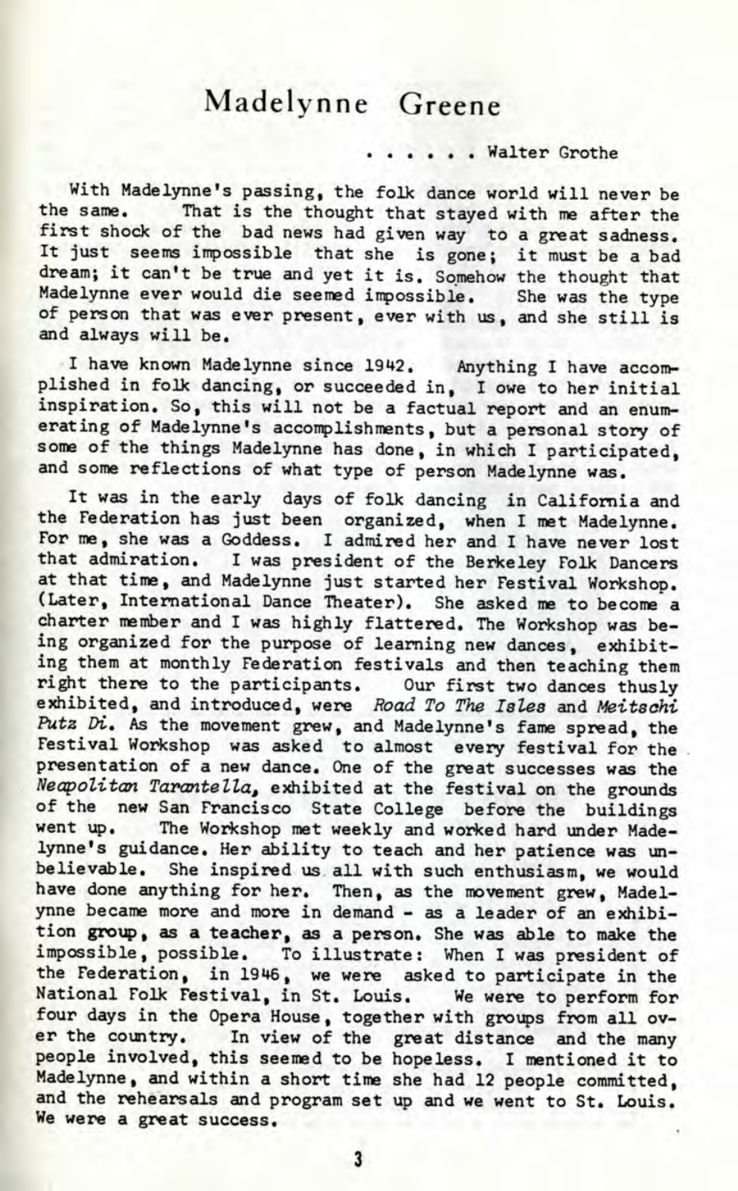# Madelynne Greene

. . . . . . Walter Grothe

With Madelynne's passing, the folk dance world will never be the same. That is the thought that stayed with me after the first shock of the bad news had given way to a great sadness. It just seems impossible that she is gone; it must be a bad dream; it can't be true and yet it is. Somehow the thought that Madelynne ever would die seemed impossible. She was the type of person that was ever present, ever with us, and she still is and always will be.

I have known Madelynne since 1942. Anything I have accomplished in folk dancing, or succeeded in, I owe to her initial inspiration. So, this will not be a factual report and an enumerating of Madelynne's accomplishments, but a personal story of some of the things Madelynne has done, in which I participated, and some reflections of what type of person Madelynne was.

It was in the early days of folk dancing in California and the Federation has just been organized, when I met Madelynne. For me, she was a Goddess. I admired her and I have never lost that admiration. I was president of the Berkeley Folk Dancers at that time, and Madelynne just started her Festival Workshop. (Later, International Dance Theater). She asked me to become a charter member and I was highly flattered. The Workshop was being organized for the purpose of learning new dances, exhibiting them at monthly Federation festivals and then teaching them right there to the participants. Our first two dances thusly exhibited, and introduced, were *Road To The Isles* and *Meitschi Putz Di*. As the movement grew, and Madelynne's fame spread, the Festival Workshop was asked to almost every festival for the presentation of a new dance. One of the great successes was the *Neapolitan Tarantella*, exhibited at the festival on the grounds of the new San Francisco State College before the buildings went up. The Workshop met weekly and worked hard under Madelynne's guidance. Her ability to teach and her patience was unbelievable. She inspired us all with such enthusiasm, we would have done anything for her. Then, as the movement grew, Madelynne became more and more in demand - as a leader of an exhibition group, as a teacher, as a person. She was able to make the impossible, possible. To illustrate: When I was president of the Federation, in 1946, we were asked to participate in the National Folk Festival, in St. Louis. We were to perform for four days in the Opera House, together with groups from all over the country. In view of the great distance and the many people involved, this seemed to be hopeless. I mentioned it to Madelynne, and within a short time she had 12 people committed, and the rehearsals and program set up and we went to St. Louis. We were a great success.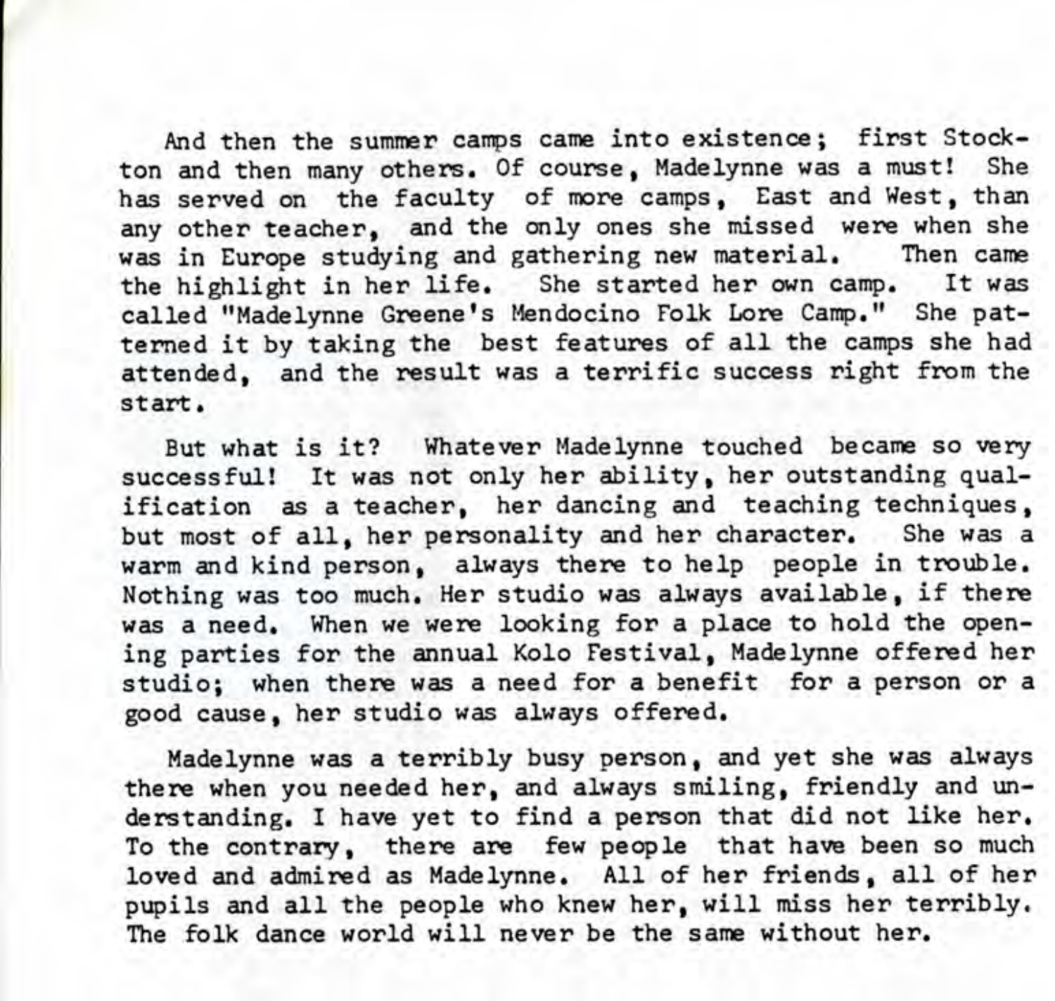And then the summer camps came into existence; first Stockton and then many others. Of course, Madelynne was a must! She has served on the faculty of more camps, East and West, than any other teacher, and the only ones she missed were when she was in Europe studying and gathering new material. Then came the highlight in her life. She started her own camp. It was called "Madelynne Greene's Mendocino Folk Lore Camp." She patterned it by taking the best features of all the camps she had attended, and the result was a terrific success right from the start.

But what is it? Whatever Madelynne touched became so very successful! It was not only her ability, her outstanding qualification as a teacher, her dancing and teaching techniques, but most of all, her personality and her character. She was a warm and kind person, always there to help people in trouble. Nothing was too much. Her studio was always available, if there was a need. When we were looking for a place to hold the opening parties for the annual Kolo Festival, Madelynne offered her studio; when there was a need for a benefit for a person or a good cause, her studio was always offered.

Madelynne was a terribly busy person, and yet she was always there when you needed her, and always smiling, friendly and understanding. I have yet to find a person that did not like her. To the contrary, there are few people that have been so much loved and admired as Madelynne. All of her friends, all of her pupils and all the people who knew her, will miss her terribly. The folk dance world will never be the same without her.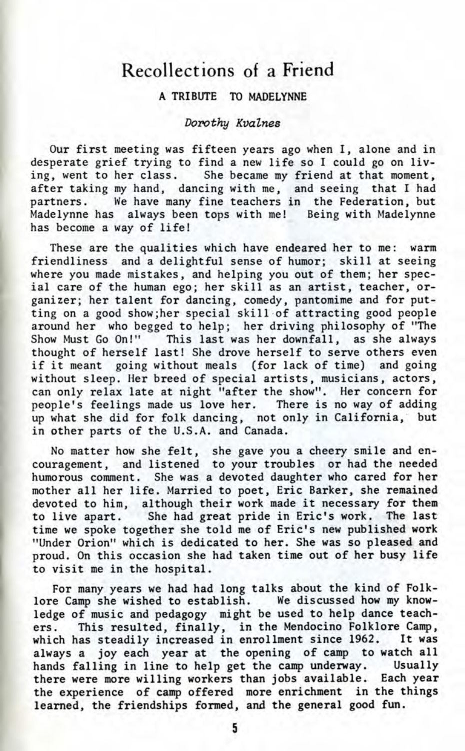# Recollections of a Friend

## A TRIBUTE TO MADELYNNE

*Dorothy Kvalnes*

Our first meeting was fifteen years ago when I, alone and in desperate grief trying to find a new life so I could go on living, went to her class. She became my friend at that moment, after taking my hand, dancing with me, and seeing that I had partners. We have many fine teachers in the Federation, but Madelynne has always been tops with me! Being with Madelynne has become a way of life!

These are the qualities which have endeared her to me: warm friendliness and a delightful sense of humor; skill at seeing where you made mistakes, and helping you out of them; her special care of the human ego; her skill as an artist, teacher, organizer; her talent for dancing, comedy, pantomime and for putting on a good show;her special skill of attracting good people around her who begged to help; her driving philosophy of "The Show Must Go On!" This last was her downfall, as she always thought of herself last! She drove herself to serve others even if it meant going without meals (for lack of time) and going without sleep. Her breed of special artists, musicians, actors, can only relax late at night "after the show". Her concern for people's feelings made us love her. There is no way of adding up what she did for folk dancing, not only in California, but in other parts of the U.S.A. and Canada.

No matter how she felt, she gave you a cheery smile and encouragement, and listened to your troubles or had the needed humorous comment. She was a devoted daughter who cared for her mother all her life. Married to poet, Eric Barker, she remained devoted to him, although their work made it necessary for them to live apart. She had great pride in Eric's work. The last time we spoke together she told me of Eric's new published work "Under Orion" which is dedicated to her. She was so pleased and proud. On this occasion she had taken time out of her busy life to visit me in the hospital.

For many years we had had long talks about the kind of Folklore Camp she wished to establish. We discussed how my knowledge of music and pedagogy might be used to help dance teachers. This resulted, finally, in the Mendocino Folklore Camp, which has steadily increased in enrollment since 1962. It was always a joy each year at the opening of camp to watch all hands falling in line to help get the camp underway. Usually there were more willing workers than jobs available. Each year the experience of camp offered more enrichment in the things learned, the friendships formed, and the general good fun.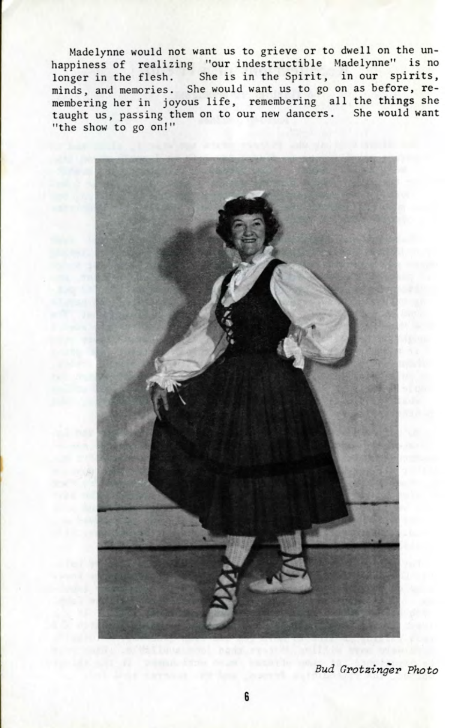Madelynne would not want us to grieve or to dwell on the unhappiness of realizing "our indestructible Madelynne" is no longer in the flesh. She is in the Spirit, in our spirits, minds, and memories. She would want us to go on as before, remembering her in joyous life, remembering all the things she taught us, passing them on to our new dancers. She would want "the show to go on!"

*Bud Grotzinger Photo*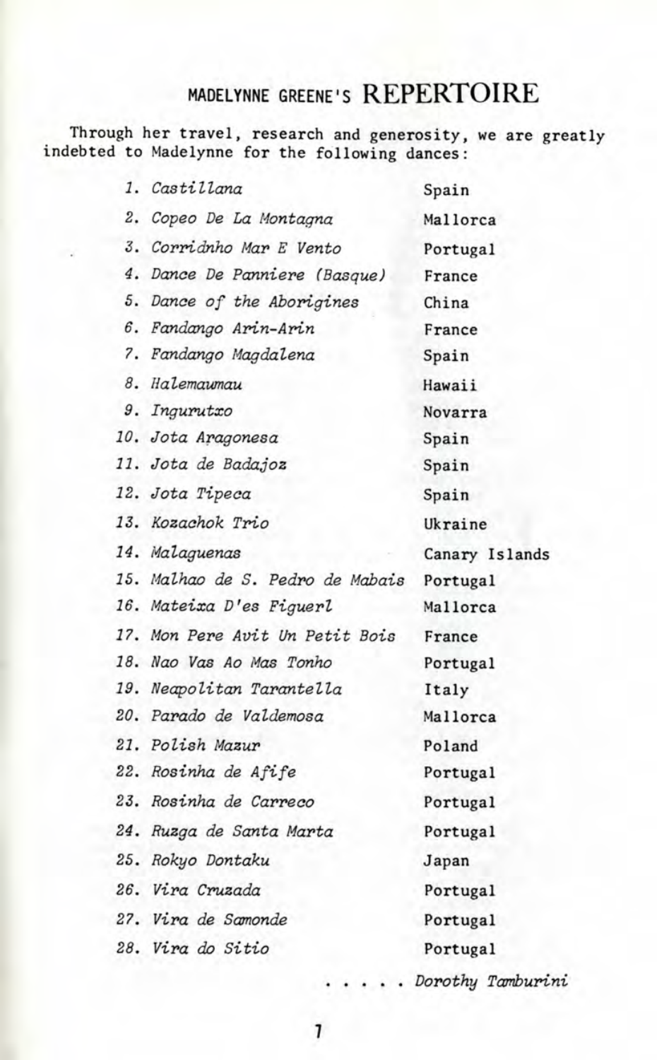# MADELYNNE GREENE'S REPERTOIRE

Through her travel, research and generosity, we are greatly indebted to Madelynne for the following dances:

| Dance | Origin |
|---|---|
| 1. *Castillana* | Spain |
| 2. *Copeo De La Montagna* | Mallorca |
| 3. *Corridnho Mar E Vento* | Portugal |
| 4. *Dance De Panniere (Basque)* | France |
| 5. *Dance of the Aborigines* | China |
| 6. *Fandango Arin-Arin* | France |
| 7. *Fandango Magdalena* | Spain |
| 8. *Halemaumau* | Hawaii |
| 9. *Ingurutxo* | Novarra |
| 10. *Jota Aragonesa* | Spain |
| 11. *Jota de Badajoz* | Spain |
| 12. *Jota Tipeca* | Spain |
| 13. *Kozachok Trio* | Ukraine |
| 14. *Malaguenas* | Canary Islands |
| 15. *Malhao de S. Pedro de Mabais* | Portugal |
| 16. *Mateixa D'es Figuerl* | Mallorca |
| 17. *Mon Pere Avit Un Petit Bois* | France |
| 18. *Nao Vas Ao Mas Tonho* | Portugal |
| 19. *Neapolitan Tarantella* | Italy |
| 20. *Parado de Valdemosa* | Mallorca |
| 21. *Polish Mazur* | Poland |
| 22. *Rosinha de Afife* | Portugal |
| 23. *Rosinha de Carreco* | Portugal |
| 24. *Ruzga de Santa Marta* | Portugal |
| 25. *Rokyo Dontaku* | Japan |
| 26. *Vira Cruzada* | Portugal |
| 27. *Vira de Samonde* | Portugal |
| 28. *Vira do Sitio* | Portugal |

. . . . . *Dorothy Tamburini*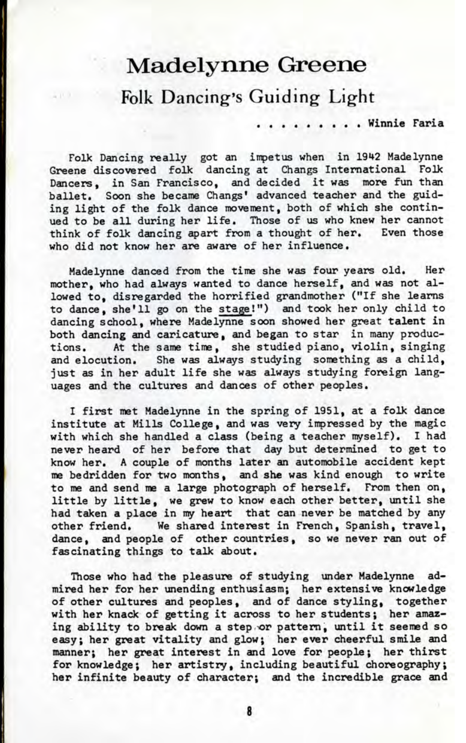# Madelynne Greene

## Folk Dancing's Guiding Light

. . . . . . . . . Winnie Faria

Folk Dancing really got an impetus when in 1942 Madelynne Greene discovered folk dancing at Changs International Folk Dancers, in San Francisco, and decided it was more fun than ballet. Soon she became Changs' advanced teacher and the guiding light of the folk dance movement, both of which she continued to be all during her life. Those of us who knew her cannot think of folk dancing apart from a thought of her. Even those who did not know her are aware of her influence.

Madelynne danced from the time she was four years old. Her mother, who had always wanted to dance herself, and was not allowed to, disregarded the horrified grandmother ("If she learns to dance, she'll go on the stage!") and took her only child to dancing school, where Madelynne soon showed her great talent in both dancing and caricature, and began to star in many productions. At the same time, she studied piano, violin, singing and elocution. She was always studying something as a child, just as in her adult life she was always studying foreign languages and the cultures and dances of other peoples.

I first met Madelynne in the spring of 1951, at a folk dance institute at Mills College, and was very impressed by the magic with which she handled a class (being a teacher myself). I had never heard of her before that day but determined to get to know her. A couple of months later an automobile accident kept me bedridden for two months, and she was kind enough to write to me and send me a large photograph of herself. From then on, little by little, we grew to know each other better, until she had taken a place in my heart that can never be matched by any other friend. We shared interest in French, Spanish, travel, dance, and people of other countries, so we never ran out of fascinating things to talk about.

Those who had the pleasure of studying under Madelynne admired her for her unending enthusiasm; her extensive knowledge of other cultures and peoples, and of dance styling, together with her knack of getting it across to her students; her amazing ability to break down a step or pattern, until it seemed so easy; her great vitality and glow; her ever cheerful smile and manner; her great interest in and love for people; her thirst for knowledge; her artistry, including beautiful choreography; her infinite beauty of character; and the incredible grace and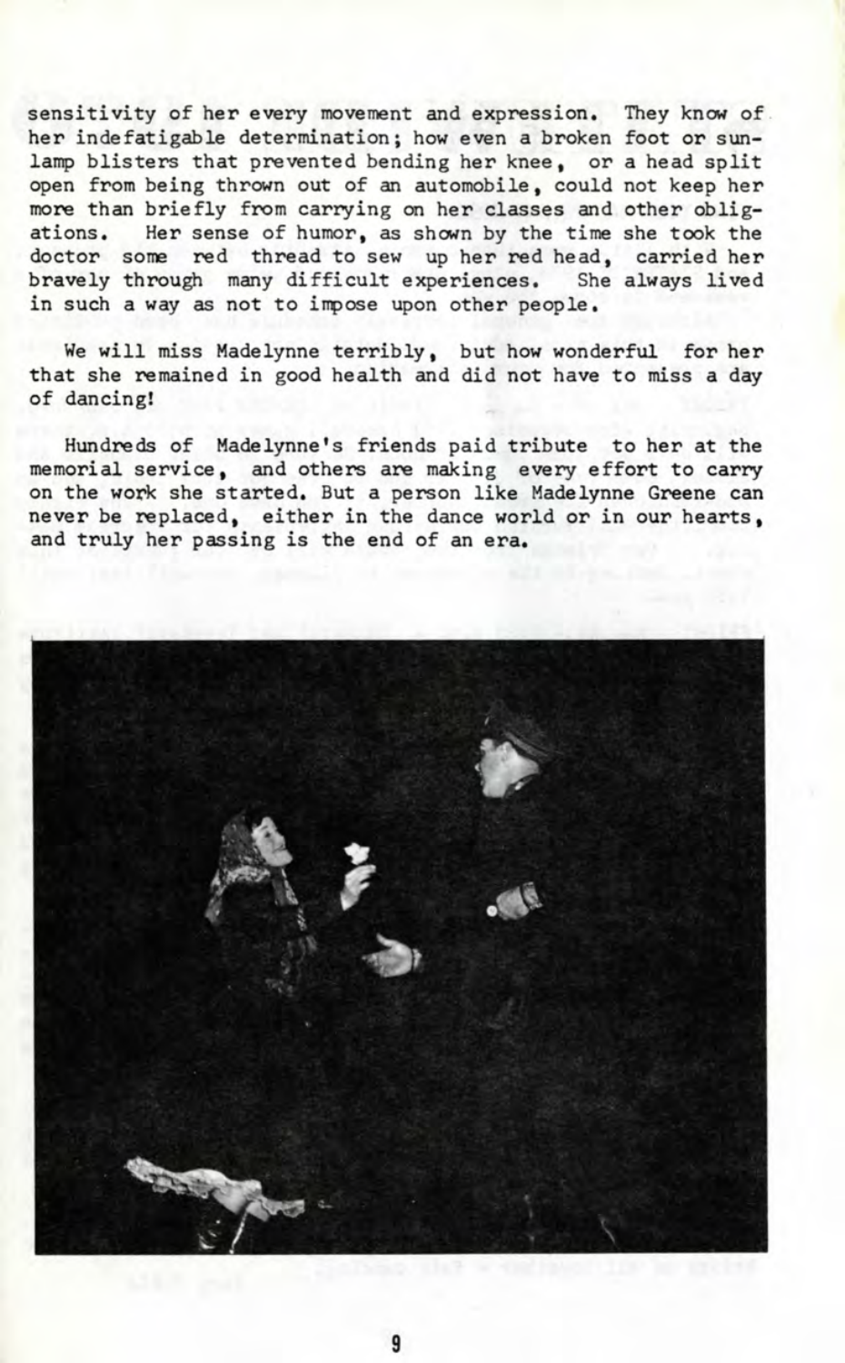sensitivity of her every movement and expression. They know of her indefatigable determination; how even a broken foot or sun-lamp blisters that prevented bending her knee, or a head split open from being thrown out of an automobile, could not keep her more than briefly from carrying on her classes and other obligations. Her sense of humor, as shown by the time she took the doctor some red thread to sew up her red head, carried her bravely through many difficult experiences. She always lived in such a way as not to impose upon other people.

We will miss Madelynne terribly, but how wonderful for her that she remained in good health and did not have to miss a day of dancing!

Hundreds of Madelynne's friends paid tribute to her at the memorial service, and others are making every effort to carry on the work she started. But a person like Madelynne Greene can never be replaced, either in the dance world or in our hearts, and truly her passing is the end of an era.